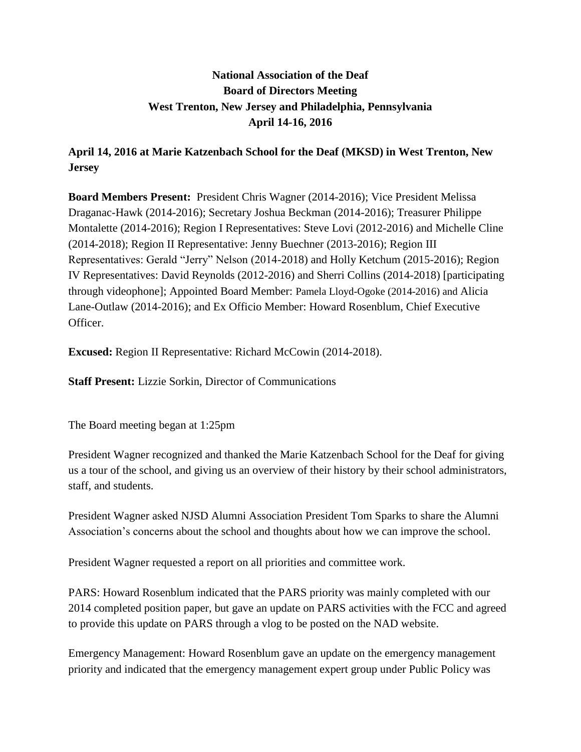# National Association of the Deaf
# Board of Directors Meeting
# West Trenton, New Jersey and Philadelphia, Pennsylvania
# April 14-16, 2016

**April 14, 2016 at Marie Katzenbach School for the Deaf (MKSD) in West Trenton, New Jersey**

**Board Members Present:** President Chris Wagner (2014-2016); Vice President Melissa Draganac-Hawk (2014-2016); Secretary Joshua Beckman (2014-2016); Treasurer Philippe Montalette (2014-2016); Region I Representatives: Steve Lovi (2012-2016) and Michelle Cline (2014-2018); Region II Representative: Jenny Buechner (2013-2016); Region III Representatives: Gerald "Jerry" Nelson (2014-2018) and Holly Ketchum (2015-2016); Region IV Representatives: David Reynolds (2012-2016) and Sherri Collins (2014-2018) [participating through videophone]; Appointed Board Member: Pamela Lloyd-Ogoke (2014-2016) and Alicia Lane-Outlaw (2014-2016); and Ex Officio Member: Howard Rosenblum, Chief Executive Officer.

**Excused:** Region II Representative: Richard McCowin (2014-2018).

**Staff Present:** Lizzie Sorkin, Director of Communications

The Board meeting began at 1:25pm

President Wagner recognized and thanked the Marie Katzenbach School for the Deaf for giving us a tour of the school, and giving us an overview of their history by their school administrators, staff, and students.

President Wagner asked NJSD Alumni Association President Tom Sparks to share the Alumni Association's concerns about the school and thoughts about how we can improve the school.

President Wagner requested a report on all priorities and committee work.

PARS: Howard Rosenblum indicated that the PARS priority was mainly completed with our 2014 completed position paper, but gave an update on PARS activities with the FCC and agreed to provide this update on PARS through a vlog to be posted on the NAD website.

Emergency Management: Howard Rosenblum gave an update on the emergency management priority and indicated that the emergency management expert group under Public Policy was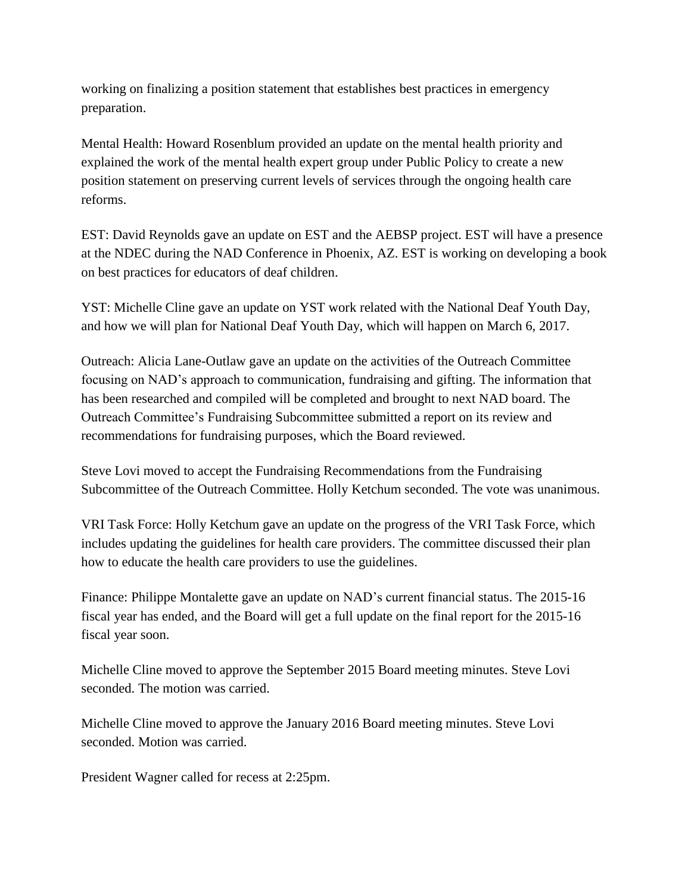working on finalizing a position statement that establishes best practices in emergency preparation.

Mental Health: Howard Rosenblum provided an update on the mental health priority and explained the work of the mental health expert group under Public Policy to create a new position statement on preserving current levels of services through the ongoing health care reforms.

EST: David Reynolds gave an update on EST and the AEBSP project. EST will have a presence at the NDEC during the NAD Conference in Phoenix, AZ. EST is working on developing a book on best practices for educators of deaf children.

YST: Michelle Cline gave an update on YST work related with the National Deaf Youth Day, and how we will plan for National Deaf Youth Day, which will happen on March 6, 2017.

Outreach: Alicia Lane-Outlaw gave an update on the activities of the Outreach Committee focusing on NAD's approach to communication, fundraising and gifting. The information that has been researched and compiled will be completed and brought to next NAD board. The Outreach Committee's Fundraising Subcommittee submitted a report on its review and recommendations for fundraising purposes, which the Board reviewed.

Steve Lovi moved to accept the Fundraising Recommendations from the Fundraising Subcommittee of the Outreach Committee. Holly Ketchum seconded. The vote was unanimous.

VRI Task Force: Holly Ketchum gave an update on the progress of the VRI Task Force, which includes updating the guidelines for health care providers. The committee discussed their plan how to educate the health care providers to use the guidelines.

Finance: Philippe Montalette gave an update on NAD's current financial status. The 2015-16 fiscal year has ended, and the Board will get a full update on the final report for the 2015-16 fiscal year soon.

Michelle Cline moved to approve the September 2015 Board meeting minutes. Steve Lovi seconded. The motion was carried.

Michelle Cline moved to approve the January 2016 Board meeting minutes. Steve Lovi seconded. Motion was carried.

President Wagner called for recess at 2:25pm.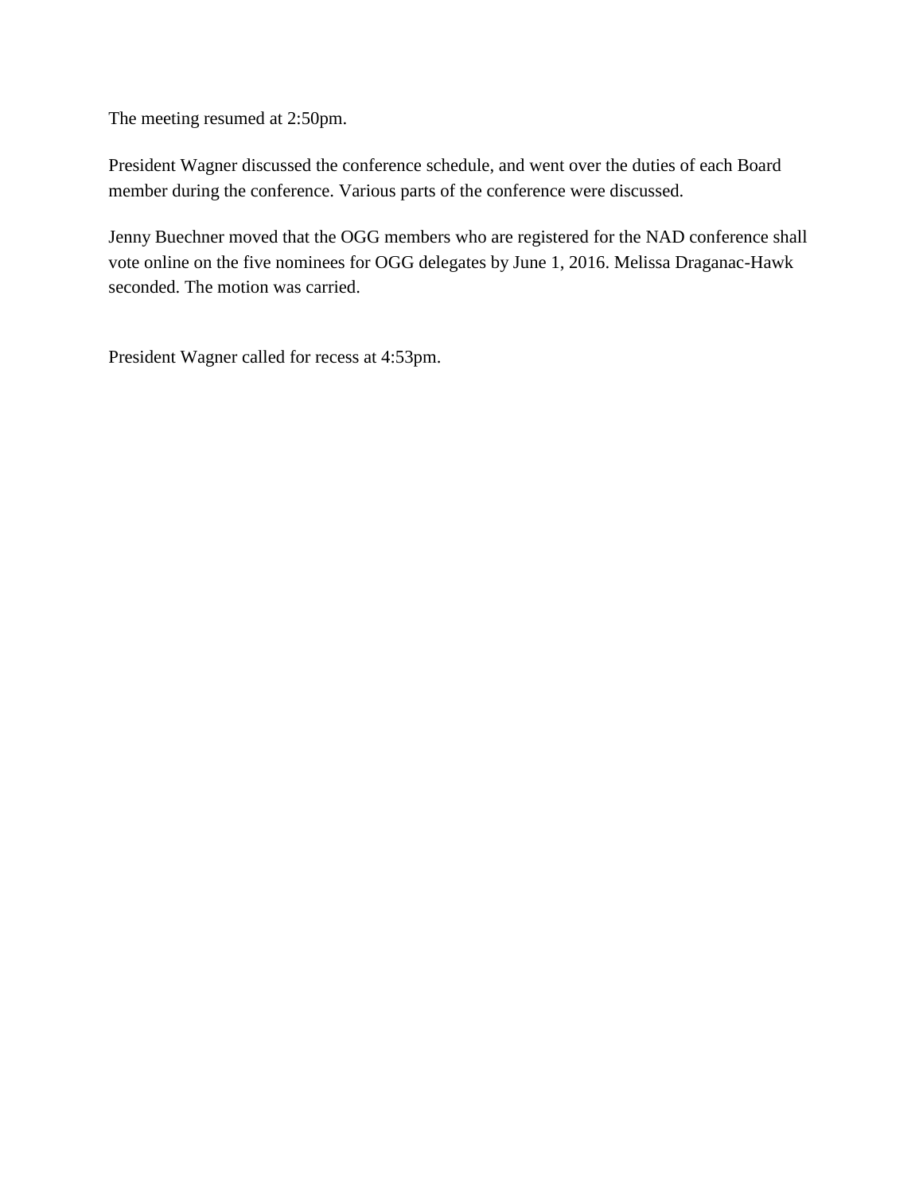The meeting resumed at 2:50pm.

President Wagner discussed the conference schedule, and went over the duties of each Board member during the conference. Various parts of the conference were discussed.

Jenny Buechner moved that the OGG members who are registered for the NAD conference shall vote online on the five nominees for OGG delegates by June 1, 2016. Melissa Draganac-Hawk seconded. The motion was carried.

President Wagner called for recess at 4:53pm.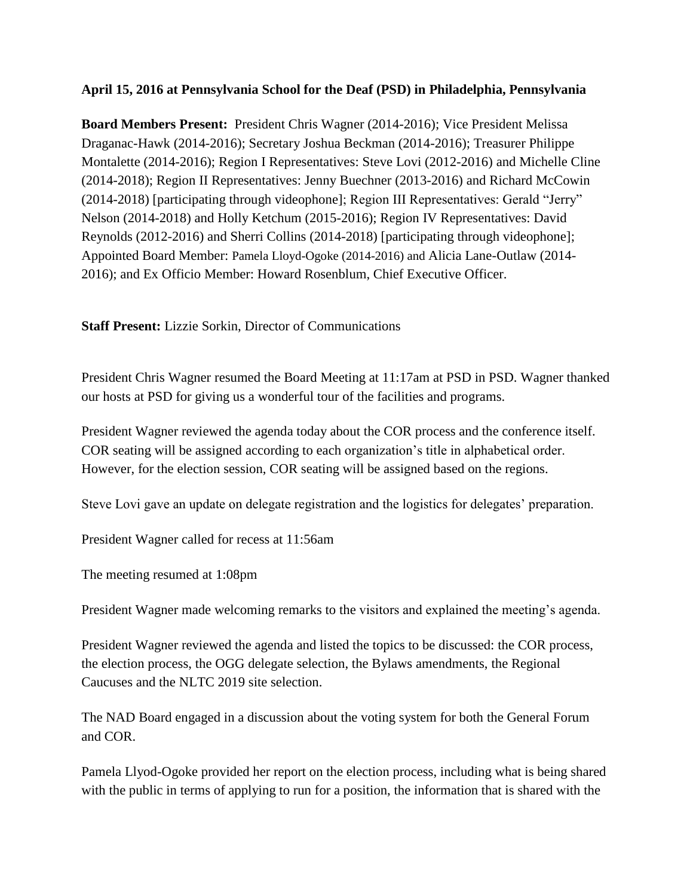**April 15, 2016 at Pennsylvania School for the Deaf (PSD) in Philadelphia, Pennsylvania**

**Board Members Present:** President Chris Wagner (2014-2016); Vice President Melissa Draganac-Hawk (2014-2016); Secretary Joshua Beckman (2014-2016); Treasurer Philippe Montalette (2014-2016); Region I Representatives: Steve Lovi (2012-2016) and Michelle Cline (2014-2018); Region II Representatives: Jenny Buechner (2013-2016) and Richard McCowin (2014-2018) [participating through videophone]; Region III Representatives: Gerald "Jerry" Nelson (2014-2018) and Holly Ketchum (2015-2016); Region IV Representatives: David Reynolds (2012-2016) and Sherri Collins (2014-2018) [participating through videophone]; Appointed Board Member: Pamela Lloyd-Ogoke (2014-2016) and Alicia Lane-Outlaw (2014-2016); and Ex Officio Member: Howard Rosenblum, Chief Executive Officer.

**Staff Present:** Lizzie Sorkin, Director of Communications

President Chris Wagner resumed the Board Meeting at 11:17am at PSD in PSD. Wagner thanked our hosts at PSD for giving us a wonderful tour of the facilities and programs.

President Wagner reviewed the agenda today about the COR process and the conference itself. COR seating will be assigned according to each organization's title in alphabetical order. However, for the election session, COR seating will be assigned based on the regions.

Steve Lovi gave an update on delegate registration and the logistics for delegates' preparation.

President Wagner called for recess at 11:56am

The meeting resumed at 1:08pm

President Wagner made welcoming remarks to the visitors and explained the meeting's agenda.

President Wagner reviewed the agenda and listed the topics to be discussed: the COR process, the election process, the OGG delegate selection, the Bylaws amendments, the Regional Caucuses and the NLTC 2019 site selection.

The NAD Board engaged in a discussion about the voting system for both the General Forum and COR.

Pamela Llyod-Ogoke provided her report on the election process, including what is being shared with the public in terms of applying to run for a position, the information that is shared with the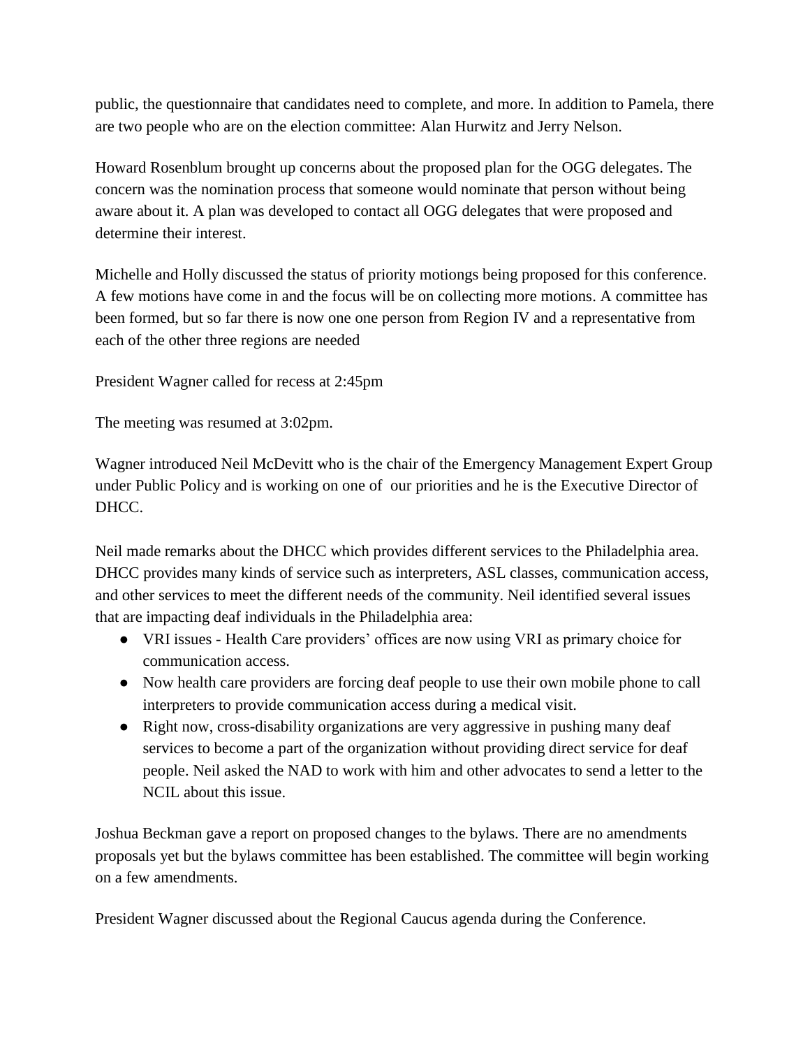public, the questionnaire that candidates need to complete, and more. In addition to Pamela, there are two people who are on the election committee: Alan Hurwitz and Jerry Nelson.

Howard Rosenblum brought up concerns about the proposed plan for the OGG delegates. The concern was the nomination process that someone would nominate that person without being aware about it. A plan was developed to contact all OGG delegates that were proposed and determine their interest.

Michelle and Holly discussed the status of priority motiongs being proposed for this conference. A few motions have come in and the focus will be on collecting more motions. A committee has been formed, but so far there is now one one person from Region IV and a representative from each of the other three regions are needed

President Wagner called for recess at 2:45pm

The meeting was resumed at 3:02pm.

Wagner introduced Neil McDevitt who is the chair of the Emergency Management Expert Group under Public Policy and is working on one of our priorities and he is the Executive Director of DHCC.

Neil made remarks about the DHCC which provides different services to the Philadelphia area. DHCC provides many kinds of service such as interpreters, ASL classes, communication access, and other services to meet the different needs of the community. Neil identified several issues that are impacting deaf individuals in the Philadelphia area:

- VRI issues - Health Care providers' offices are now using VRI as primary choice for communication access.
- Now health care providers are forcing deaf people to use their own mobile phone to call interpreters to provide communication access during a medical visit.
- Right now, cross-disability organizations are very aggressive in pushing many deaf services to become a part of the organization without providing direct service for deaf people. Neil asked the NAD to work with him and other advocates to send a letter to the NCIL about this issue.

Joshua Beckman gave a report on proposed changes to the bylaws. There are no amendments proposals yet but the bylaws committee has been established. The committee will begin working on a few amendments.

President Wagner discussed about the Regional Caucus agenda during the Conference.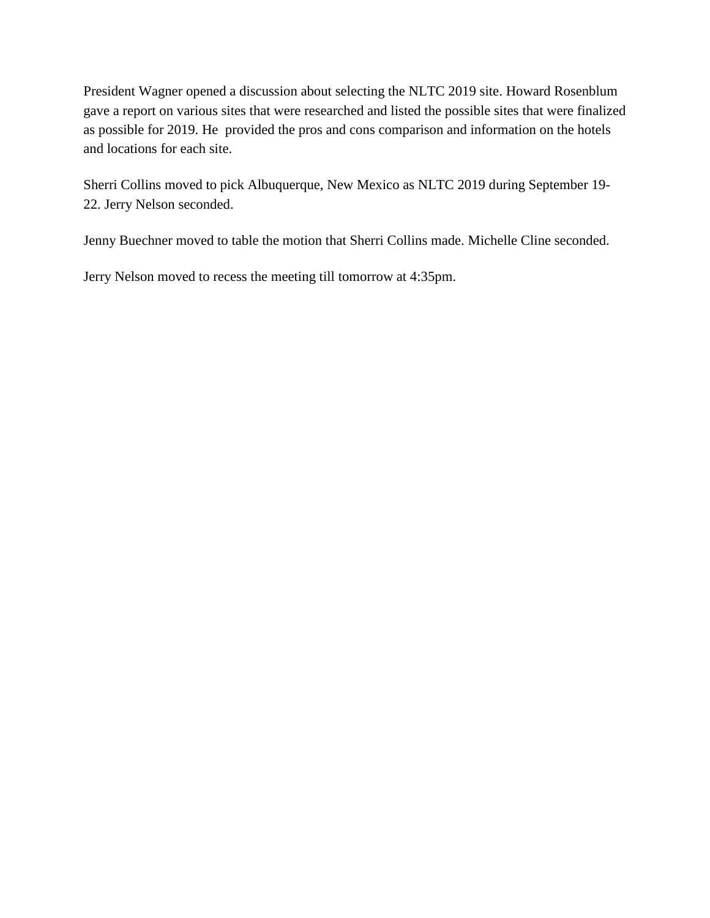President Wagner opened a discussion about selecting the NLTC 2019 site. Howard Rosenblum gave a report on various sites that were researched and listed the possible sites that were finalized as possible for 2019. He provided the pros and cons comparison and information on the hotels and locations for each site.

Sherri Collins moved to pick Albuquerque, New Mexico as NLTC 2019 during September 19-22. Jerry Nelson seconded.

Jenny Buechner moved to table the motion that Sherri Collins made. Michelle Cline seconded.

Jerry Nelson moved to recess the meeting till tomorrow at 4:35pm.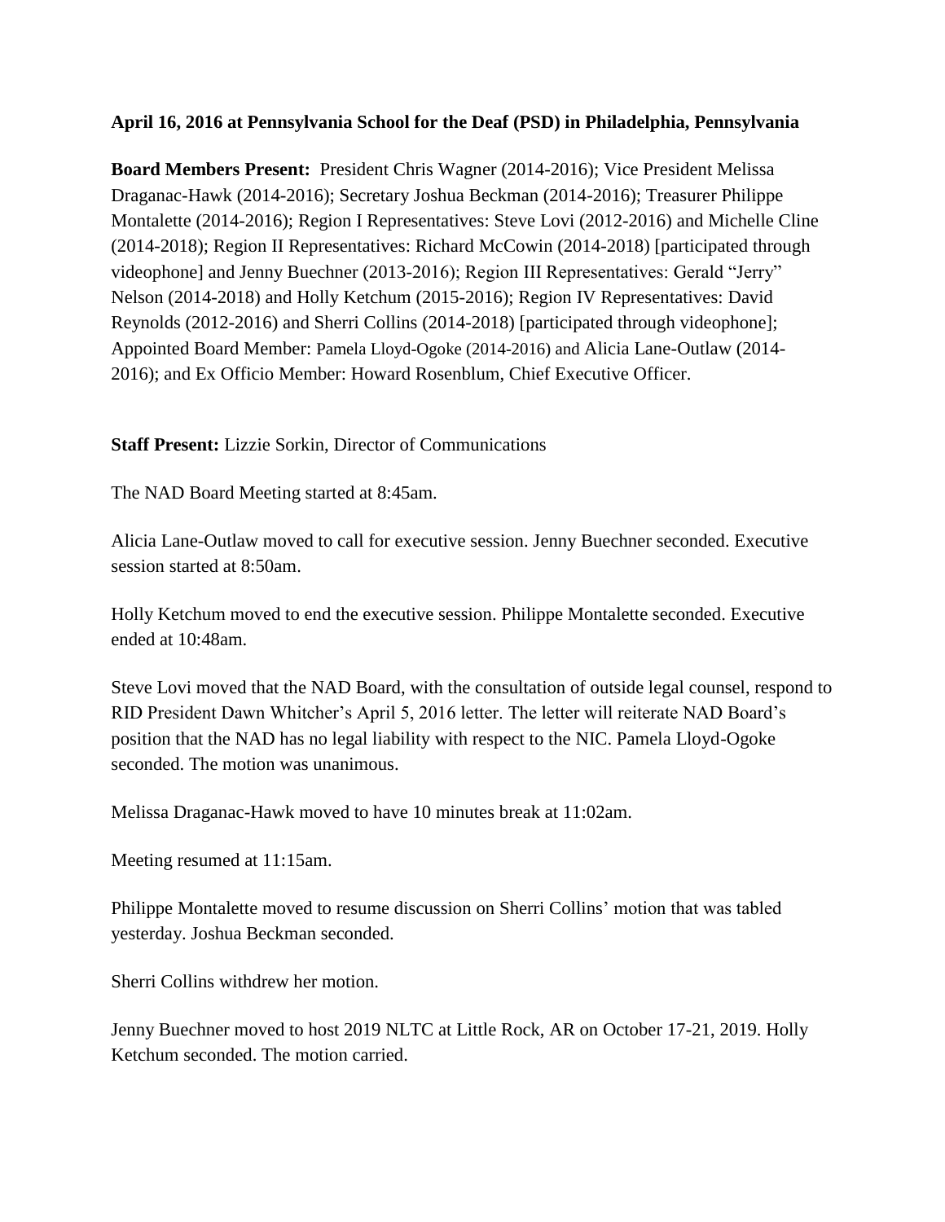**April 16, 2016 at Pennsylvania School for the Deaf (PSD) in Philadelphia, Pennsylvania**

**Board Members Present:** President Chris Wagner (2014-2016); Vice President Melissa Draganac-Hawk (2014-2016); Secretary Joshua Beckman (2014-2016); Treasurer Philippe Montalette (2014-2016); Region I Representatives: Steve Lovi (2012-2016) and Michelle Cline (2014-2018); Region II Representatives: Richard McCowin (2014-2018) [participated through videophone] and Jenny Buechner (2013-2016); Region III Representatives: Gerald "Jerry" Nelson (2014-2018) and Holly Ketchum (2015-2016); Region IV Representatives: David Reynolds (2012-2016) and Sherri Collins (2014-2018) [participated through videophone]; Appointed Board Member: Pamela Lloyd-Ogoke (2014-2016) and Alicia Lane-Outlaw (2014-2016); and Ex Officio Member: Howard Rosenblum, Chief Executive Officer.

**Staff Present:** Lizzie Sorkin, Director of Communications

The NAD Board Meeting started at 8:45am.

Alicia Lane-Outlaw moved to call for executive session. Jenny Buechner seconded. Executive session started at 8:50am.

Holly Ketchum moved to end the executive session. Philippe Montalette seconded. Executive ended at 10:48am.

Steve Lovi moved that the NAD Board, with the consultation of outside legal counsel, respond to RID President Dawn Whitcher's April 5, 2016 letter. The letter will reiterate NAD Board's position that the NAD has no legal liability with respect to the NIC. Pamela Lloyd-Ogoke seconded. The motion was unanimous.

Melissa Draganac-Hawk moved to have 10 minutes break at 11:02am.

Meeting resumed at 11:15am.

Philippe Montalette moved to resume discussion on Sherri Collins' motion that was tabled yesterday. Joshua Beckman seconded.

Sherri Collins withdrew her motion.

Jenny Buechner moved to host 2019 NLTC at Little Rock, AR on October 17-21, 2019. Holly Ketchum seconded. The motion carried.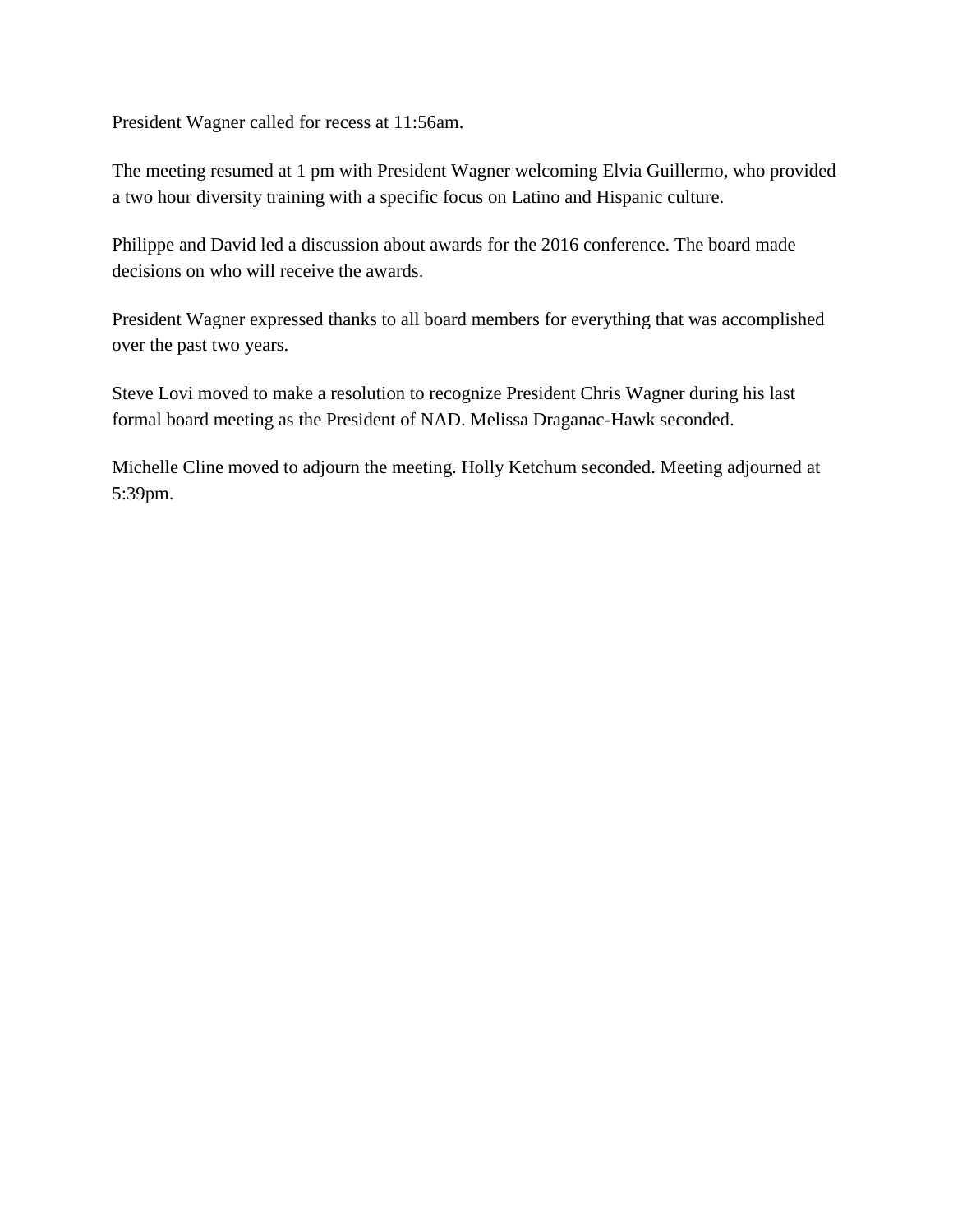President Wagner called for recess at 11:56am.

The meeting resumed at 1 pm with President Wagner welcoming Elvia Guillermo, who provided a two hour diversity training with a specific focus on Latino and Hispanic culture.

Philippe and David led a discussion about awards for the 2016 conference. The board made decisions on who will receive the awards.

President Wagner expressed thanks to all board members for everything that was accomplished over the past two years.

Steve Lovi moved to make a resolution to recognize President Chris Wagner during his last formal board meeting as the President of NAD. Melissa Draganac-Hawk seconded.

Michelle Cline moved to adjourn the meeting. Holly Ketchum seconded. Meeting adjourned at 5:39pm.